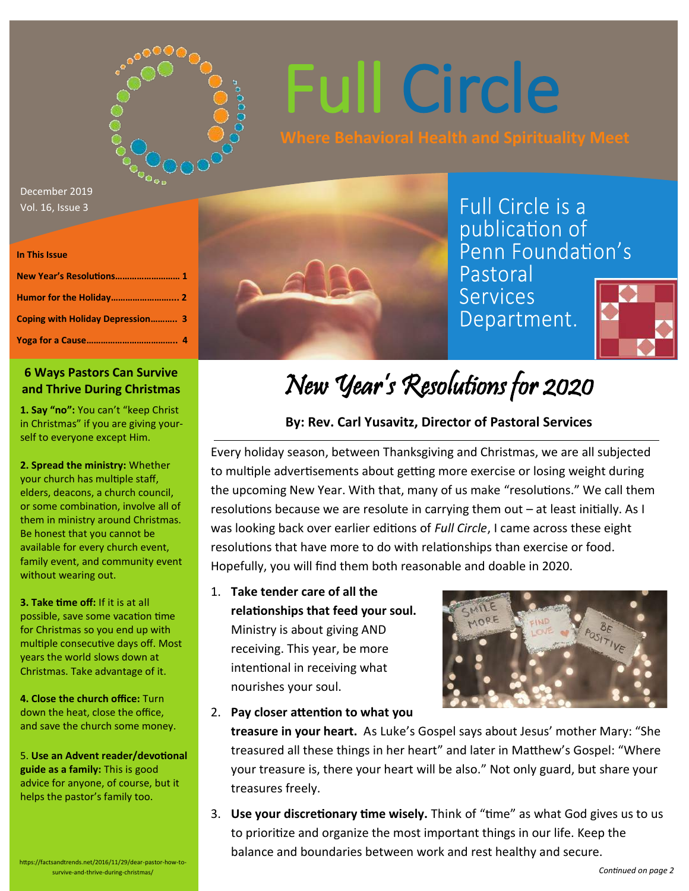# Full Circle

**Where Behavioral Health and Spirituality Meet**

December 2019
Vol. 16, Issue 3

Full Circle is a publication of Penn Foundation's Pastoral Services Department.

**In This Issue**

- **New Year's Resolutions………………………. 1**
- **Humor for the Holiday……………………….. 2**
- **Coping with Holiday Depression……….. 3**
- **Yoga for a Cause………………………………… 4**

## New Year's Resolutions for 2020

**By: Rev. Carl Yusavitz, Director of Pastoral Services**

Every holiday season, between Thanksgiving and Christmas, we are all subjected to multiple advertisements about getting more exercise or losing weight during the upcoming New Year. With that, many of us make "resolutions." We call them resolutions because we are resolute in carrying them out – at least initially. As I was looking back over earlier editions of *Full Circle*, I came across these eight resolutions that have more to do with relationships than exercise or food. Hopefully, you will find them both reasonable and doable in 2020.

1. **Take tender care of all the relationships that feed your soul.** Ministry is about giving AND receiving. This year, be more intentional in receiving what nourishes your soul.
2. **Pay closer attention to what you treasure in your heart.** As Luke's Gospel says about Jesus' mother Mary: "She treasured all these things in her heart" and later in Matthew's Gospel: "Where your treasure is, there your heart will be also." Not only guard, but share your treasures freely.
3. **Use your discretionary time wisely.** Think of "time" as what God gives us to us to prioritize and organize the most important things in our life. Keep the balance and boundaries between work and rest healthy and secure.

*Continued on page 2*

### 6 Ways Pastors Can Survive and Thrive During Christmas

**1. Say "no":** You can't "keep Christ in Christmas" if you are giving yourself to everyone except Him.

**2. Spread the ministry:** Whether your church has multiple staff, elders, deacons, a church council, or some combination, involve all of them in ministry around Christmas. Be honest that you cannot be available for every church event, family event, and community event without wearing out.

**3. Take time off:** If it is at all possible, save some vacation time for Christmas so you end up with multiple consecutive days off. Most years the world slows down at Christmas. Take advantage of it.

**4. Close the church office:** Turn down the heat, close the office, and save the church some money.

5. **Use an Advent reader/devotional guide as a family:** This is good advice for anyone, of course, but it helps the pastor's family too.

https://factsandtrends.net/2016/11/29/dear-pastor-how-to-survive-and-thrive-during-christmas/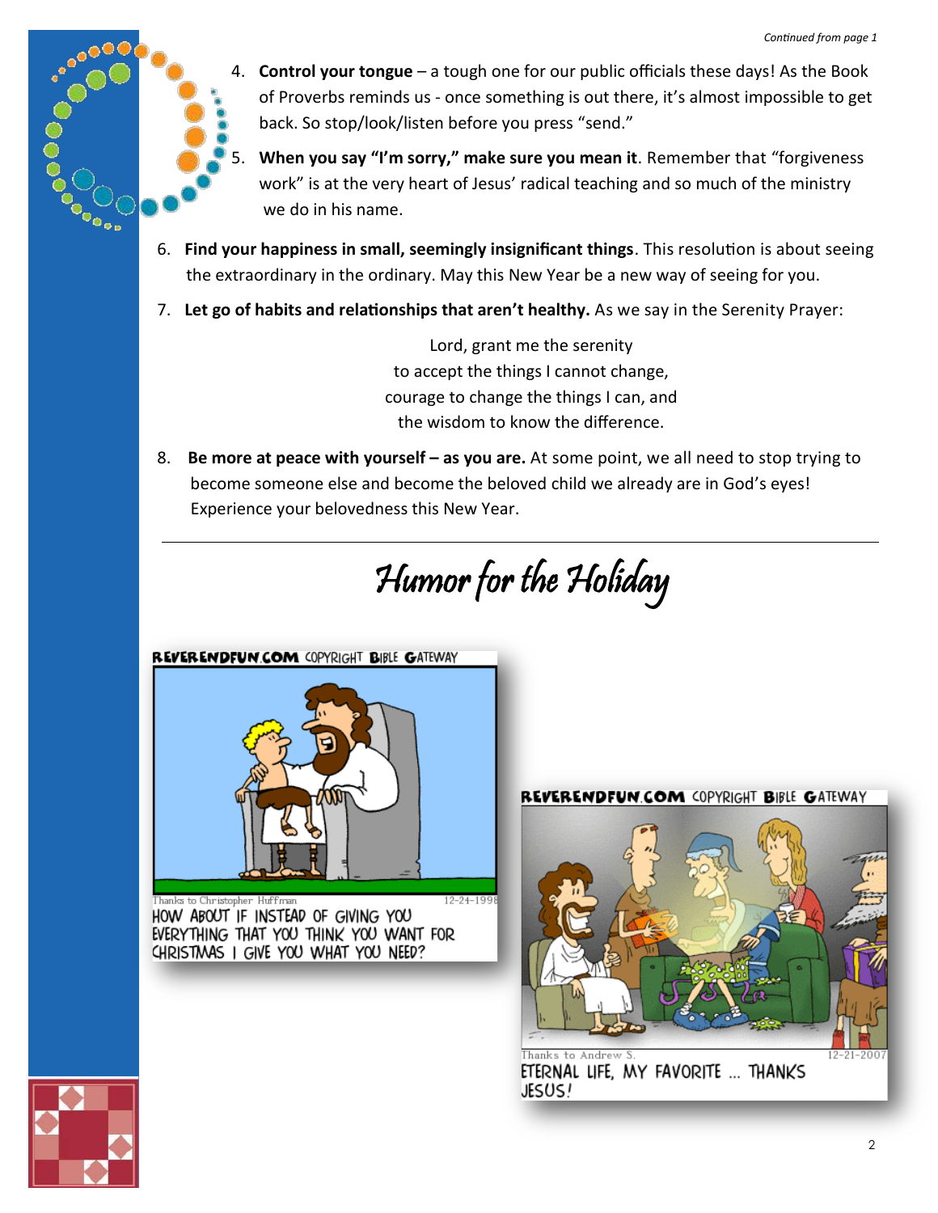*Continued from page 1*

4. **Control your tongue** – a tough one for our public officials these days! As the Book of Proverbs reminds us - once something is out there, it's almost impossible to get back. So stop/look/listen before you press "send."
5. **When you say "I'm sorry," make sure you mean it**. Remember that "forgiveness work" is at the very heart of Jesus' radical teaching and so much of the ministry we do in his name.
6. **Find your happiness in small, seemingly insignificant things**. This resolution is about seeing the extraordinary in the ordinary. May this New Year be a new way of seeing for you.
7. **Let go of habits and relationships that aren't healthy.** As we say in the Serenity Prayer:

   Lord, grant me the serenity
   to accept the things I cannot change,
   courage to change the things I can, and
   the wisdom to know the difference.

8. **Be more at peace with yourself – as you are.** At some point, we all need to stop trying to become someone else and become the beloved child we already are in God's eyes! Experience your belovedness this New Year.

---

## *Humor for the Holiday*

REVERENDFUN.COM COPYRIGHT BIBLE GATEWAY

Thanks to Christopher Huffman 12-24-1998

HOW ABOUT IF INSTEAD OF GIVING YOU EVERYTHING THAT YOU THINK YOU WANT FOR CHRISTMAS I GIVE YOU WHAT YOU NEED?

REVERENDFUN.COM COPYRIGHT BIBLE GATEWAY

Thanks to Andrew S. 12-21-2007

ETERNAL LIFE, MY FAVORITE ... THANKS JESUS!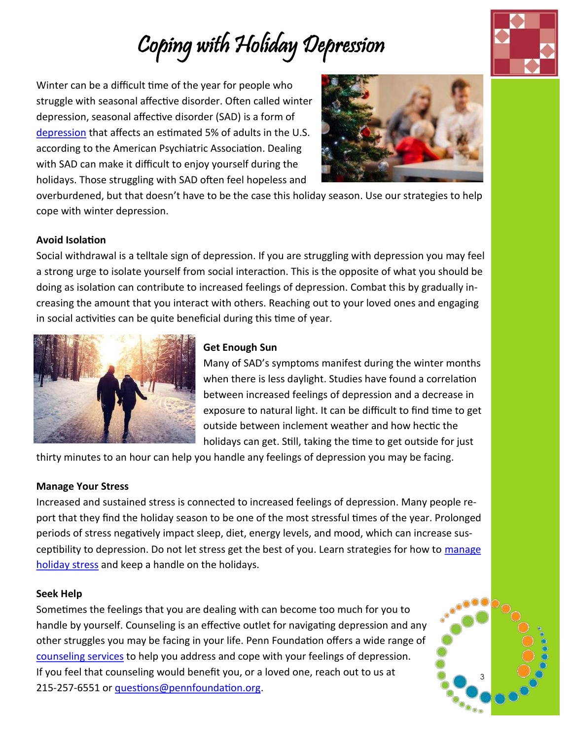# Coping with Holiday Depression

Winter can be a difficult time of the year for people who struggle with seasonal affective disorder. Often called winter depression, seasonal affective disorder (SAD) is a form of depression that affects an estimated 5% of adults in the U.S. according to the American Psychiatric Association. Dealing with SAD can make it difficult to enjoy yourself during the holidays. Those struggling with SAD often feel hopeless and overburdened, but that doesn't have to be the case this holiday season. Use our strategies to help cope with winter depression.

**Avoid Isolation**

Social withdrawal is a telltale sign of depression. If you are struggling with depression you may feel a strong urge to isolate yourself from social interaction. This is the opposite of what you should be doing as isolation can contribute to increased feelings of depression. Combat this by gradually increasing the amount that you interact with others. Reaching out to your loved ones and engaging in social activities can be quite beneficial during this time of year.

**Get Enough Sun**

Many of SAD's symptoms manifest during the winter months when there is less daylight. Studies have found a correlation between increased feelings of depression and a decrease in exposure to natural light. It can be difficult to find time to get outside between inclement weather and how hectic the holidays can get. Still, taking the time to get outside for just thirty minutes to an hour can help you handle any feelings of depression you may be facing.

**Manage Your Stress**

Increased and sustained stress is connected to increased feelings of depression. Many people report that they find the holiday season to be one of the most stressful times of the year. Prolonged periods of stress negatively impact sleep, diet, energy levels, and mood, which can increase susceptibility to depression. Do not let stress get the best of you. Learn strategies for how to manage holiday stress and keep a handle on the holidays.

**Seek Help**

Sometimes the feelings that you are dealing with can become too much for you to handle by yourself. Counseling is an effective outlet for navigating depression and any other struggles you may be facing in your life. Penn Foundation offers a wide range of counseling services to help you address and cope with your feelings of depression. If you feel that counseling would benefit you, or a loved one, reach out to us at 215-257-6551 or questions@pennfoundation.org.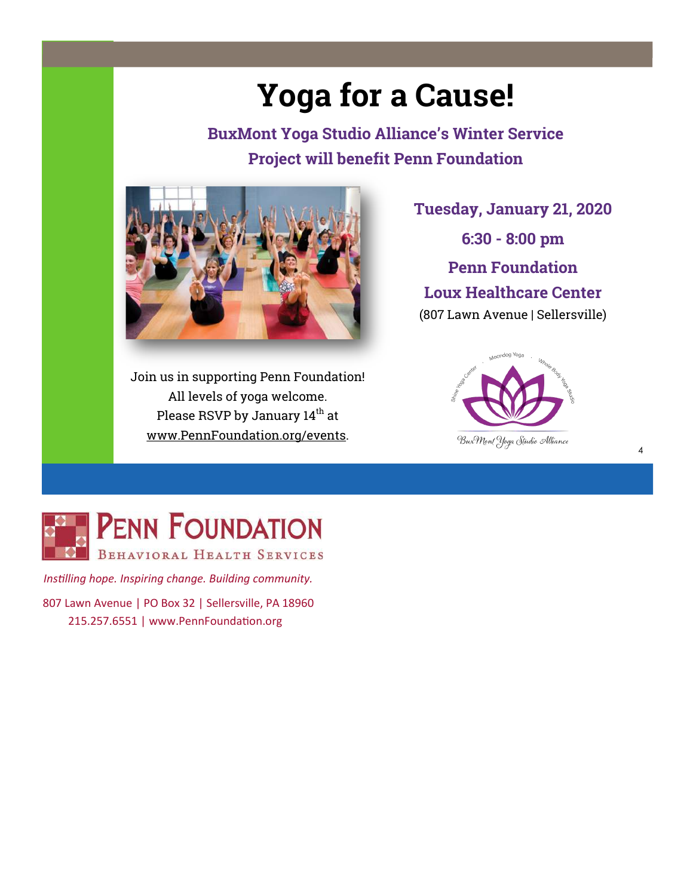# Yoga for a Cause!

## BuxMont Yoga Studio Alliance's Winter Service Project will benefit Penn Foundation

**Tuesday, January 21, 2020**

**6:30 - 8:00 pm**

**Penn Foundation**

**Loux Healthcare Center**

(807 Lawn Avenue | Sellersville)

Join us in supporting Penn Foundation!
All levels of yoga welcome.
Please RSVP by January 14th at
www.PennFoundation.org/events.

Moondog Yoga · Whole Body Yoga Studio · Shine Yoga Center

BuxMont Yoga Studio Alliance

**PENN FOUNDATION**
BEHAVIORAL HEALTH SERVICES

*Instilling hope. Inspiring change. Building community.*

807 Lawn Avenue | PO Box 32 | Sellersville, PA 18960
215.257.6551 | www.PennFoundation.org